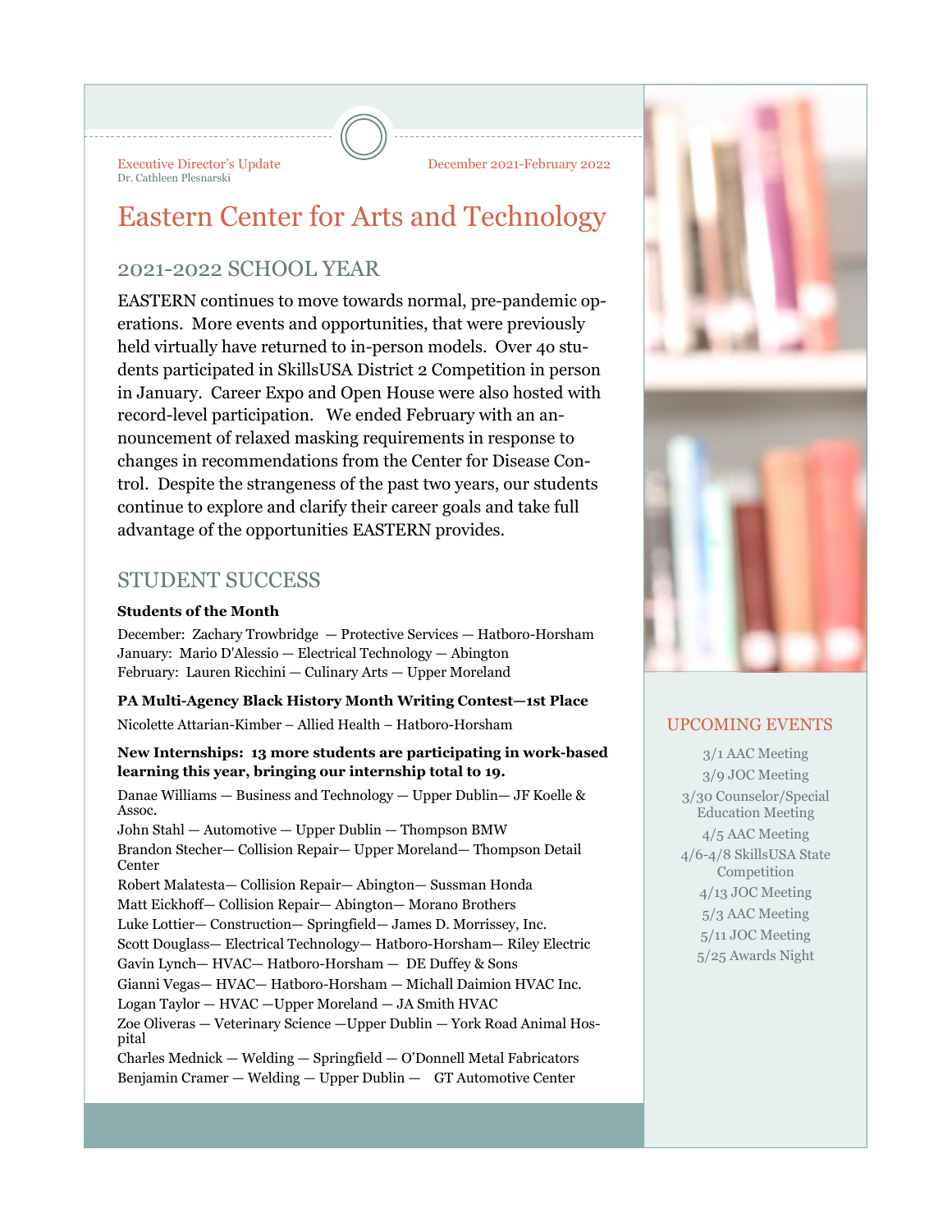Executive Director's Update
Dr. Cathleen Plesnarski

December 2021-February 2022

# Eastern Center for Arts and Technology

## 2021-2022 SCHOOL YEAR

EASTERN continues to move towards normal, pre-pandemic operations. More events and opportunities, that were previously held virtually have returned to in-person models. Over 40 students participated in SkillsUSA District 2 Competition in person in January. Career Expo and Open House were also hosted with record-level participation. We ended February with an announcement of relaxed masking requirements in response to changes in recommendations from the Center for Disease Control. Despite the strangeness of the past two years, our students continue to explore and clarify their career goals and take full advantage of the opportunities EASTERN provides.

## STUDENT SUCCESS

**Students of the Month**

December: Zachary Trowbridge — Protective Services — Hatboro-Horsham
January: Mario D'Alessio — Electrical Technology — Abington
February: Lauren Ricchini — Culinary Arts — Upper Moreland

**PA Multi-Agency Black History Month Writing Contest—1st Place**

Nicolette Attarian-Kimber – Allied Health – Hatboro-Horsham

**New Internships: 13 more students are participating in work-based learning this year, bringing our internship total to 19.**

Danae Williams — Business and Technology — Upper Dublin— JF Koelle & Assoc.
John Stahl — Automotive — Upper Dublin — Thompson BMW
Brandon Stecher— Collision Repair— Upper Moreland— Thompson Detail Center
Robert Malatesta— Collision Repair— Abington— Sussman Honda
Matt Eickhoff— Collision Repair— Abington— Morano Brothers
Luke Lottier— Construction— Springfield— James D. Morrissey, Inc.
Scott Douglass— Electrical Technology— Hatboro-Horsham— Riley Electric
Gavin Lynch— HVAC— Hatboro-Horsham — DE Duffey & Sons
Gianni Vegas— HVAC— Hatboro-Horsham — Michall Daimion HVAC Inc.
Logan Taylor — HVAC —Upper Moreland — JA Smith HVAC
Zoe Oliveras — Veterinary Science —Upper Dublin — York Road Animal Hospital
Charles Mednick — Welding — Springfield — O'Donnell Metal Fabricators
Benjamin Cramer — Welding — Upper Dublin — GT Automotive Center

## UPCOMING EVENTS

3/1 AAC Meeting
3/9 JOC Meeting
3/30 Counselor/Special Education Meeting
4/5 AAC Meeting
4/6-4/8 SkillsUSA State Competition
4/13 JOC Meeting
5/3 AAC Meeting
5/11 JOC Meeting
5/25 Awards Night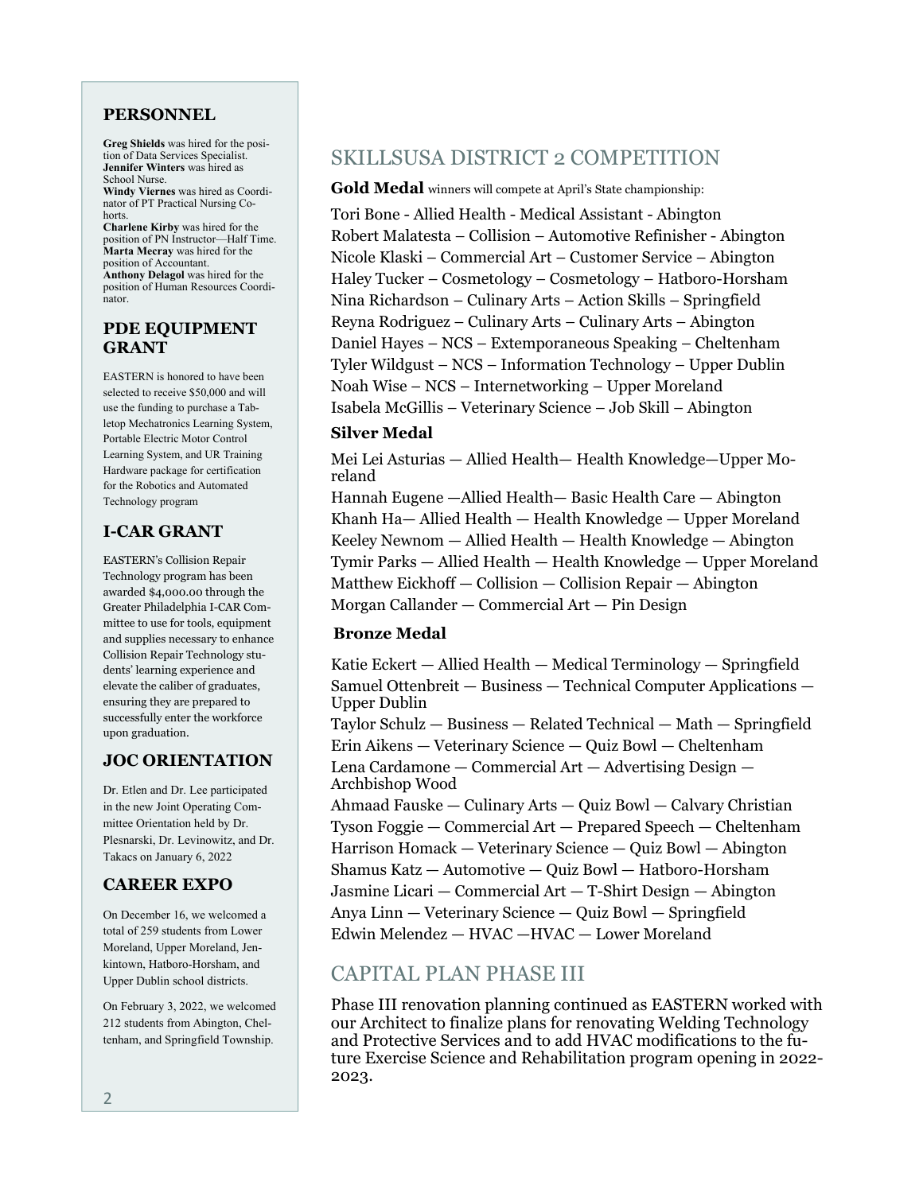## PERSONNEL

**Greg Shields** was hired for the position of Data Services Specialist.
**Jennifer Winters** was hired as School Nurse.
**Windy Viernes** was hired as Coordinator of PT Practical Nursing Cohorts.
**Charlene Kirby** was hired for the position of PN Instructor—Half Time.
**Marta Mecray** was hired for the position of Accountant.
**Anthony Delagol** was hired for the position of Human Resources Coordinator.

## PDE EQUIPMENT GRANT

EASTERN is honored to have been selected to receive $50,000 and will use the funding to purchase a Tabletop Mechatronics Learning System, Portable Electric Motor Control Learning System, and UR Training Hardware package for certification for the Robotics and Automated Technology program

## I-CAR GRANT

EASTERN's Collision Repair Technology program has been awarded $4,000.00 through the Greater Philadelphia I-CAR Committee to use for tools, equipment and supplies necessary to enhance Collision Repair Technology students' learning experience and elevate the caliber of graduates, ensuring they are prepared to successfully enter the workforce upon graduation.

## JOC ORIENTATION

Dr. Etlen and Dr. Lee participated in the new Joint Operating Committee Orientation held by Dr. Plesnarski, Dr. Levinowitz, and Dr. Takacs on January 6, 2022

## CAREER EXPO

On December 16, we welcomed a total of 259 students from Lower Moreland, Upper Moreland, Jenkintown, Hatboro-Horsham, and Upper Dublin school districts.

On February 3, 2022, we welcomed 212 students from Abington, Cheltenham, and Springfield Township.

## SKILLSUSA DISTRICT 2 COMPETITION

**Gold Medal** winners will compete at April's State championship:

Tori Bone - Allied Health - Medical Assistant - Abington
Robert Malatesta – Collision – Automotive Refinisher - Abington
Nicole Klaski – Commercial Art – Customer Service – Abington
Haley Tucker – Cosmetology – Cosmetology – Hatboro-Horsham
Nina Richardson – Culinary Arts – Action Skills – Springfield
Reyna Rodriguez – Culinary Arts – Culinary Arts – Abington
Daniel Hayes – NCS – Extemporaneous Speaking – Cheltenham
Tyler Wildgust – NCS – Information Technology – Upper Dublin
Noah Wise – NCS – Internetworking – Upper Moreland
Isabela McGillis – Veterinary Science – Job Skill – Abington

**Silver Medal**

Mei Lei Asturias — Allied Health— Health Knowledge—Upper Moreland
Hannah Eugene —Allied Health— Basic Health Care — Abington
Khanh Ha— Allied Health — Health Knowledge — Upper Moreland
Keeley Newnom — Allied Health — Health Knowledge — Abington
Tymir Parks — Allied Health — Health Knowledge — Upper Moreland
Matthew Eickhoff — Collision — Collision Repair — Abington
Morgan Callander — Commercial Art — Pin Design

**Bronze Medal**

Katie Eckert — Allied Health — Medical Terminology — Springfield
Samuel Ottenbreit — Business — Technical Computer Applications — Upper Dublin
Taylor Schulz — Business — Related Technical — Math — Springfield
Erin Aikens — Veterinary Science — Quiz Bowl — Cheltenham
Lena Cardamone — Commercial Art — Advertising Design — Archbishop Wood
Ahmaad Fauske — Culinary Arts — Quiz Bowl — Calvary Christian
Tyson Foggie — Commercial Art — Prepared Speech — Cheltenham
Harrison Homack — Veterinary Science — Quiz Bowl — Abington
Shamus Katz — Automotive — Quiz Bowl — Hatboro-Horsham
Jasmine Licari — Commercial Art — T-Shirt Design — Abington
Anya Linn — Veterinary Science — Quiz Bowl — Springfield
Edwin Melendez — HVAC —HVAC — Lower Moreland

## CAPITAL PLAN PHASE III

Phase III renovation planning continued as EASTERN worked with our Architect to finalize plans for renovating Welding Technology and Protective Services and to add HVAC modifications to the future Exercise Science and Rehabilitation program opening in 2022-2023.